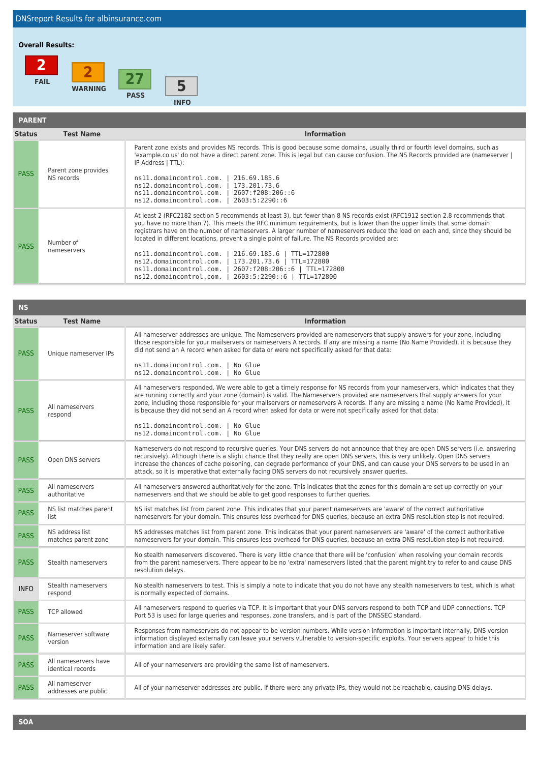# DNSreport Results for albinsurance.com

**Overall Results:**

| 2 | 2 | 27 | 5 |
|---|---|---|---|
| FAIL | WARNING | PASS | INFO |

## PARENT

| Status | Test Name | Information |
|---|---|---|
| PASS | Parent zone provides NS records | Parent zone exists and provides NS records. This is good because some domains, usually third or fourth level domains, such as 'example.co.us' do not have a direct parent zone. This is legal but can cause confusion. The NS Records provided are (nameserver \| IP Address \| TTL):<br><br>ns11.domaincontrol.com. \| 216.69.185.6<br>ns12.domaincontrol.com. \| 173.201.73.6<br>ns11.domaincontrol.com. \| 2607:f208:206::6<br>ns12.domaincontrol.com. \| 2603:5:2290::6 |
| PASS | Number of nameservers | At least 2 (RFC2182 section 5 recommends at least 3), but fewer than 8 NS records exist (RFC1912 section 2.8 recommends that you have no more than 7). This meets the RFC minimum requirements, but is lower than the upper limits that some domain registrars have on the number of nameservers. A larger number of nameservers reduce the load on each and, since they should be located in different locations, prevent a single point of failure. The NS Records provided are:<br><br>ns11.domaincontrol.com. \| 216.69.185.6 \| TTL=172800<br>ns12.domaincontrol.com. \| 173.201.73.6 \| TTL=172800<br>ns11.domaincontrol.com. \| 2607:f208:206::6 \| TTL=172800<br>ns12.domaincontrol.com. \| 2603:5:2290::6 \| TTL=172800 |

## NS

| Status | Test Name | Information |
|---|---|---|
| PASS | Unique nameserver IPs | All nameserver addresses are unique. The Nameservers provided are nameservers that supply answers for your zone, including those responsible for your mailservers or nameservers A records. If any are missing a name (No Name Provided), it is because they did not send an A record when asked for data or were not specifically asked for that data:<br><br>ns11.domaincontrol.com. \| No Glue<br>ns12.domaincontrol.com. \| No Glue |
| PASS | All nameservers respond | All nameservers responded. We were able to get a timely response for NS records from your nameservers, which indicates that they are running correctly and your zone (domain) is valid. The Nameservers provided are nameservers that supply answers for your zone, including those responsible for your mailservers or nameservers A records. If any are missing a name (No Name Provided), it is because they did not send an A record when asked for data or were not specifically asked for that data:<br><br>ns11.domaincontrol.com. \| No Glue<br>ns12.domaincontrol.com. \| No Glue |
| PASS | Open DNS servers | Nameservers do not respond to recursive queries. Your DNS servers do not announce that they are open DNS servers (i.e. answering recursively). Although there is a slight chance that they really are open DNS servers, this is very unlikely. Open DNS servers increase the chances of cache poisoning, can degrade performance of your DNS, and can cause your DNS servers to be used in an attack, so it is imperative that externally facing DNS servers do not recursively answer queries. |
| PASS | All nameservers authoritative | All nameservers answered authoritatively for the zone. This indicates that the zones for this domain are set up correctly on your nameservers and that we should be able to get good responses to further queries. |
| PASS | NS list matches parent list | NS list matches list from parent zone. This indicates that your parent nameservers are 'aware' of the correct authoritative nameservers for your domain. This ensures less overhead for DNS queries, because an extra DNS resolution step is not required. |
| PASS | NS address list matches parent zone | NS addresses matches list from parent zone. This indicates that your parent nameservers are 'aware' of the correct authoritative nameservers for your domain. This ensures less overhead for DNS queries, because an extra DNS resolution step is not required. |
| PASS | Stealth nameservers | No stealth nameservers discovered. There is very little chance that there will be 'confusion' when resolving your domain records from the parent nameservers. There appear to be no 'extra' nameservers listed that the parent might try to refer to and cause DNS resolution delays. |
| INFO | Stealth nameservers respond | No stealth nameservers to test. This is simply a note to indicate that you do not have any stealth nameservers to test, which is what is normally expected of domains. |
| PASS | TCP allowed | All nameservers respond to queries via TCP. It is important that your DNS servers respond to both TCP and UDP connections. TCP Port 53 is used for large queries and responses, zone transfers, and is part of the DNSSEC standard. |
| PASS | Nameserver software version | Responses from nameservers do not appear to be version numbers. While version information is important internally, DNS version information displayed externally can leave your servers vulnerable to version-specific exploits. Your servers appear to hide this information and are likely safer. |
| PASS | All nameservers have identical records | All of your nameservers are providing the same list of nameservers. |
| PASS | All nameserver addresses are public | All of your nameserver addresses are public. If there were any private IPs, they would not be reachable, causing DNS delays. |

## SOA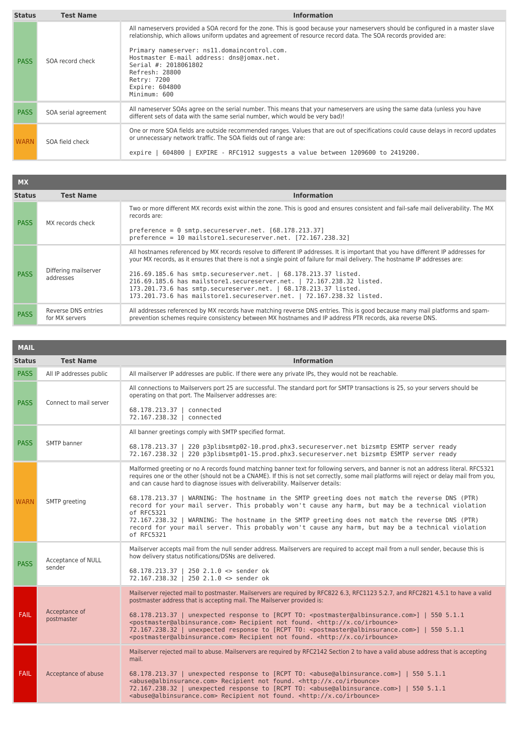| Status | Test Name | Information |
| --- | --- | --- |
| PASS | SOA record check | All nameservers provided a SOA record for the zone. This is good because your nameservers should be configured in a master slave relationship, which allows uniform updates and agreement of resource record data. The SOA records provided are:<br><br>Primary nameserver: ns11.domaincontrol.com.<br>Hostmaster E-mail address: dns@jomax.net.<br>Serial #: 2018061802<br>Refresh: 28800<br>Retry: 7200<br>Expire: 604800<br>Minimum: 600 |
| PASS | SOA serial agreement | All nameserver SOAs agree on the serial number. This means that your nameservers are using the same data (unless you have different sets of data with the same serial number, which would be very bad)! |
| WARN | SOA field check | One or more SOA fields are outside recommended ranges. Values that are out of specifications could cause delays in record updates or unnecessary network traffic. The SOA fields out of range are:<br><br>expire \| 604800 \| EXPIRE - RFC1912 suggests a value between 1209600 to 2419200. |

## MX

| Status | Test Name | Information |
| --- | --- | --- |
| PASS | MX records check | Two or more different MX records exist within the zone. This is good and ensures consistent and fail-safe mail deliverability. The MX records are:<br><br>preference = 0 smtp.secureserver.net. [68.178.213.37]<br>preference = 10 mailstore1.secureserver.net. [72.167.238.32] |
| PASS | Differing mailserver addresses | All hostnames referenced by MX records resolve to different IP addresses. It is important that you have different IP addresses for your MX records, as it ensures that there is not a single point of failure for mail delivery. The hostname IP addresses are:<br><br>216.69.185.6 has smtp.secureserver.net. \| 68.178.213.37 listed.<br>216.69.185.6 has mailstore1.secureserver.net. \| 72.167.238.32 listed.<br>173.201.73.6 has smtp.secureserver.net. \| 68.178.213.37 listed.<br>173.201.73.6 has mailstore1.secureserver.net. \| 72.167.238.32 listed. |
| PASS | Reverse DNS entries for MX servers | All addresses referenced by MX records have matching reverse DNS entries. This is good because many mail platforms and spam-prevention schemes require consistency between MX hostnames and IP address PTR records, aka reverse DNS. |

## MAIL

| Status | Test Name | Information |
| --- | --- | --- |
| PASS | All IP addresses public | All mailserver IP addresses are public. If there were any private IPs, they would not be reachable. |
| PASS | Connect to mail server | All connections to Mailservers port 25 are successful. The standard port for SMTP transactions is 25, so your servers should be operating on that port. The Mailserver addresses are:<br><br>68.178.213.37 \| connected<br>72.167.238.32 \| connected |
| PASS | SMTP banner | All banner greetings comply with SMTP specified format.<br><br>68.178.213.37 \| 220 p3plibsmtp02-10.prod.phx3.secureserver.net bizsmtp ESMTP server ready<br>72.167.238.32 \| 220 p3plibsmtp01-15.prod.phx3.secureserver.net bizsmtp ESMTP server ready |
| WARN | SMTP greeting | Malformed greeting or no A records found matching banner text for following servers, and banner is not an address literal. RFC5321 requires one or the other (should not be a CNAME). If this is not set correctly, some mail platforms will reject or delay mail from you, and can cause hard to diagnose issues with deliverability. Mailserver details:<br><br>68.178.213.37 \| WARNING: The hostname in the SMTP greeting does not match the reverse DNS (PTR) record for your mail server. This probably won't cause any harm, but may be a technical violation of RFC5321<br>72.167.238.32 \| WARNING: The hostname in the SMTP greeting does not match the reverse DNS (PTR) record for your mail server. This probably won't cause any harm, but may be a technical violation of RFC5321 |
| PASS | Acceptance of NULL sender | Mailserver accepts mail from the null sender address. Mailservers are required to accept mail from a null sender, because this is how delivery status notifications/DSNs are delivered.<br><br>68.178.213.37 \| 250 2.1.0 <> sender ok<br>72.167.238.32 \| 250 2.1.0 <> sender ok |
| FAIL | Acceptance of postmaster | Mailserver rejected mail to postmaster. Mailservers are required by RFC822 6.3, RFC1123 5.2.7, and RFC2821 4.5.1 to have a valid postmaster address that is accepting mail. The Mailserver provided is:<br><br>68.178.213.37 \| unexpected response to [RCPT TO: <postmaster@albinsurance.com>] \| 550 5.1.1 <postmaster@albinsurance.com> Recipient not found. <http://x.co/irbounce><br>72.167.238.32 \| unexpected response to [RCPT TO: <postmaster@albinsurance.com>] \| 550 5.1.1 <postmaster@albinsurance.com> Recipient not found. <http://x.co/irbounce> |
| FAIL | Acceptance of abuse | Mailserver rejected mail to abuse. Mailservers are required by RFC2142 Section 2 to have a valid abuse address that is accepting mail.<br><br>68.178.213.37 \| unexpected response to [RCPT TO: <abuse@albinsurance.com>] \| 550 5.1.1 <abuse@albinsurance.com> Recipient not found. <http://x.co/irbounce><br>72.167.238.32 \| unexpected response to [RCPT TO: <abuse@albinsurance.com>] \| 550 5.1.1 <abuse@albinsurance.com> Recipient not found. <http://x.co/irbounce> |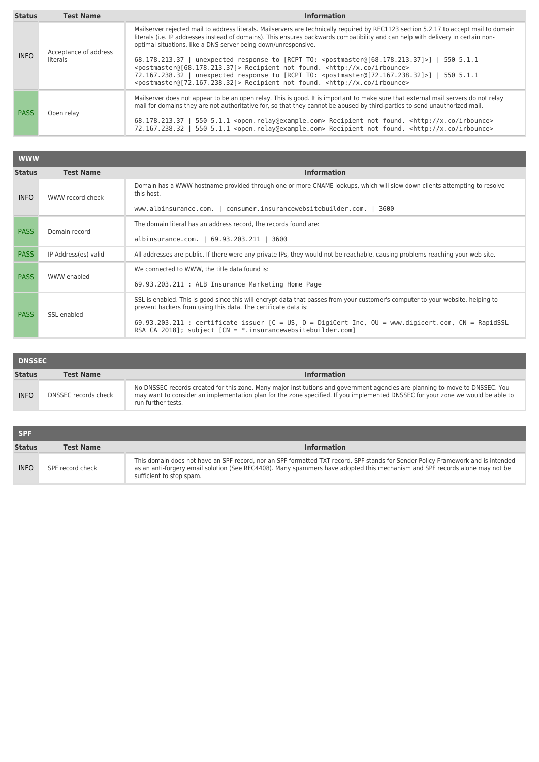| Status | Test Name | Information |
|---|---|---|
| INFO | Acceptance of address literals | Mailserver rejected mail to address literals. Mailservers are technically required by RFC1123 section 5.2.17 to accept mail to domain literals (i.e. IP addresses instead of domains). This ensures backwards compatibility and can help with delivery in certain non-optimal situations, like a DNS server being down/unresponsive.<br><br>68.178.213.37 \| unexpected response to [RCPT TO: <postmaster@[68.178.213.37]>] \| 550 5.1.1 <postmaster@[68.178.213.37]> Recipient not found. <http://x.co/irbounce><br>72.167.238.32 \| unexpected response to [RCPT TO: <postmaster@[72.167.238.32]>] \| 550 5.1.1 <postmaster@[72.167.238.32]> Recipient not found. <http://x.co/irbounce> |
| PASS | Open relay | Mailserver does not appear to be an open relay. This is good. It is important to make sure that external mail servers do not relay mail for domains they are not authoritative for, so that they cannot be abused by third-parties to send unauthorized mail.<br><br>68.178.213.37 \| 550 5.1.1 <open.relay@example.com> Recipient not found. <http://x.co/irbounce><br>72.167.238.32 \| 550 5.1.1 <open.relay@example.com> Recipient not found. <http://x.co/irbounce> |

## WWW

| Status | Test Name | Information |
|---|---|---|
| INFO | WWW record check | Domain has a WWW hostname provided through one or more CNAME lookups, which will slow down clients attempting to resolve this host.<br><br>www.albinsurance.com. \| consumer.insurancewebsitebuilder.com. \| 3600 |
| PASS | Domain record | The domain literal has an address record, the records found are:<br><br>albinsurance.com. \| 69.93.203.211 \| 3600 |
| PASS | IP Address(es) valid | All addresses are public. If there were any private IPs, they would not be reachable, causing problems reaching your web site. |
| PASS | WWW enabled | We connected to WWW, the title data found is:<br><br>69.93.203.211 : ALB Insurance Marketing Home Page |
| PASS | SSL enabled | SSL is enabled. This is good since this will encrypt data that passes from your customer's computer to your website, helping to prevent hackers from using this data. The certificate data is:<br><br>69.93.203.211 : certificate issuer [C = US, O = DigiCert Inc, OU = www.digicert.com, CN = RapidSSL RSA CA 2018]; subject [CN = *.insurancewebsitebuilder.com] |

## DNSSEC

| Status | Test Name | Information |
|---|---|---|
| INFO | DNSSEC records check | No DNSSEC records created for this zone. Many major institutions and government agencies are planning to move to DNSSEC. You may want to consider an implementation plan for the zone specified. If you implemented DNSSEC for your zone we would be able to run further tests. |

## SPF

| Status | Test Name | Information |
|---|---|---|
| INFO | SPF record check | This domain does not have an SPF record, nor an SPF formatted TXT record. SPF stands for Sender Policy Framework and is intended as an anti-forgery email solution (See RFC4408). Many spammers have adopted this mechanism and SPF records alone may not be sufficient to stop spam. |